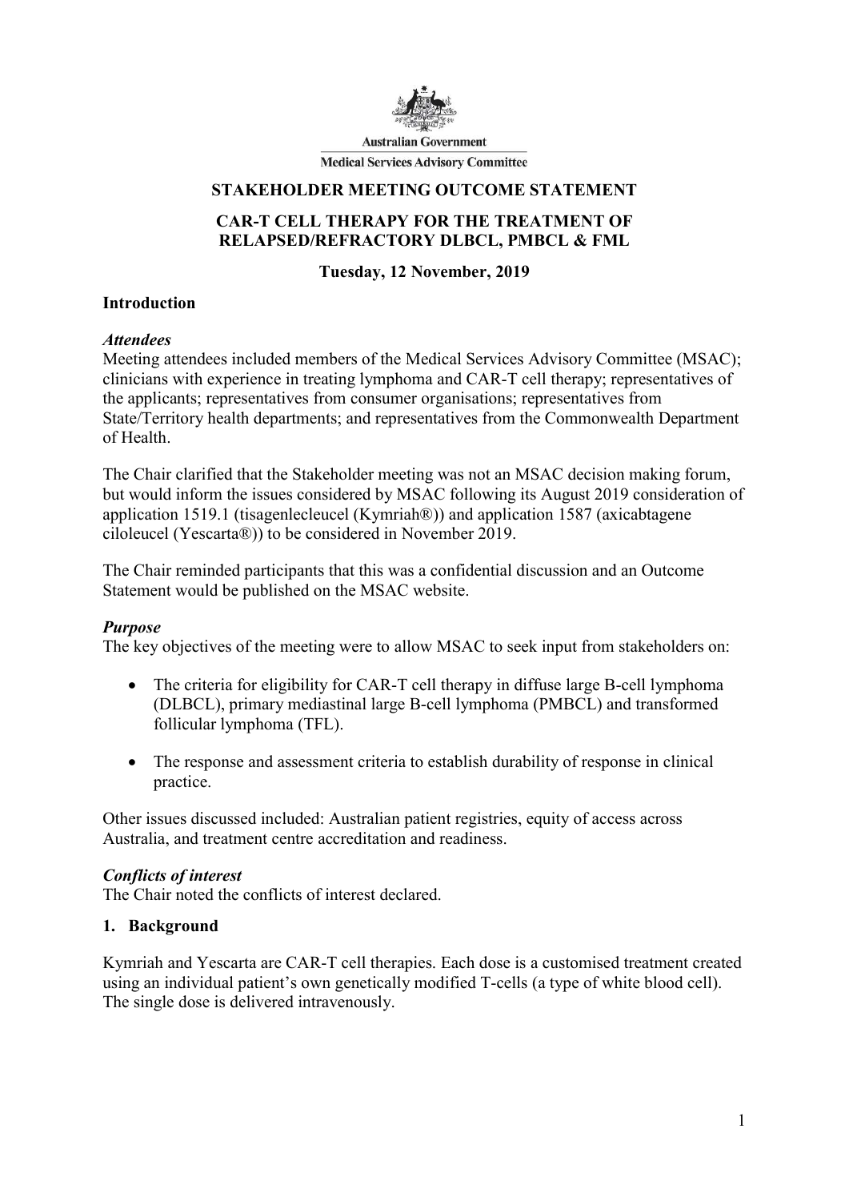Australian Government

Medical Services Advisory Committee

# STAKEHOLDER MEETING OUTCOME STATEMENT

# CAR-T CELL THERAPY FOR THE TREATMENT OF RELAPSED/REFRACTORY DLBCL, PMBCL & FML

**Tuesday, 12 November, 2019**

## Introduction

### *Attendees*

Meeting attendees included members of the Medical Services Advisory Committee (MSAC); clinicians with experience in treating lymphoma and CAR-T cell therapy; representatives of the applicants; representatives from consumer organisations; representatives from State/Territory health departments; and representatives from the Commonwealth Department of Health.

The Chair clarified that the Stakeholder meeting was not an MSAC decision making forum, but would inform the issues considered by MSAC following its August 2019 consideration of application 1519.1 (tisagenlecleucel (Kymriah®)) and application 1587 (axicabtagene ciloleucel (Yescarta®)) to be considered in November 2019.

The Chair reminded participants that this was a confidential discussion and an Outcome Statement would be published on the MSAC website.

### *Purpose*

The key objectives of the meeting were to allow MSAC to seek input from stakeholders on:

- The criteria for eligibility for CAR-T cell therapy in diffuse large B-cell lymphoma (DLBCL), primary mediastinal large B-cell lymphoma (PMBCL) and transformed follicular lymphoma (TFL).
- The response and assessment criteria to establish durability of response in clinical practice.

Other issues discussed included: Australian patient registries, equity of access across Australia, and treatment centre accreditation and readiness.

### *Conflicts of interest*

The Chair noted the conflicts of interest declared.

## 1. Background

Kymriah and Yescarta are CAR-T cell therapies. Each dose is a customised treatment created using an individual patient's own genetically modified T-cells (a type of white blood cell). The single dose is delivered intravenously.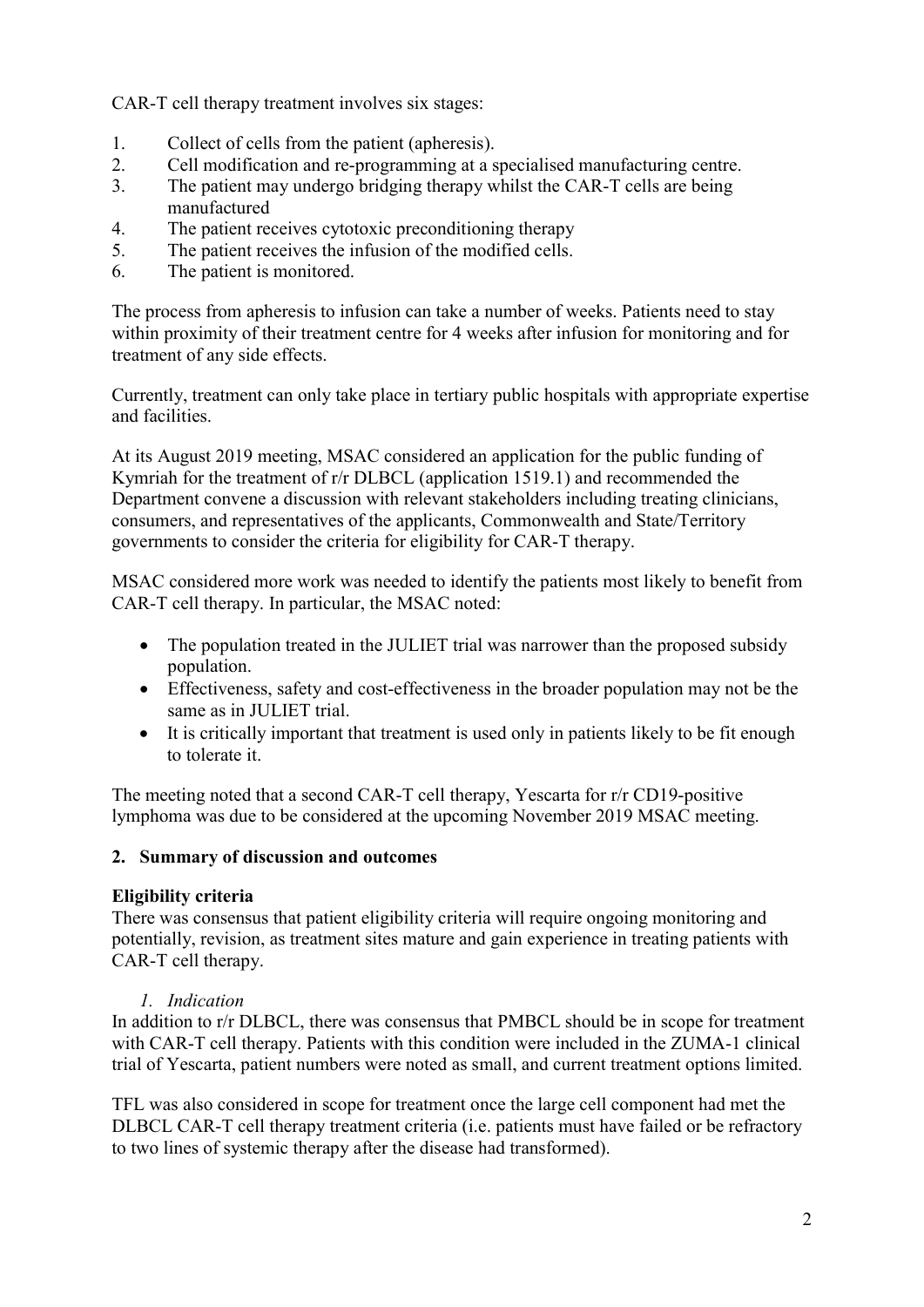CAR-T cell therapy treatment involves six stages:

1. Collect of cells from the patient (apheresis).
2. Cell modification and re-programming at a specialised manufacturing centre.
3. The patient may undergo bridging therapy whilst the CAR-T cells are being manufactured
4. The patient receives cytotoxic preconditioning therapy
5. The patient receives the infusion of the modified cells.
6. The patient is monitored.

The process from apheresis to infusion can take a number of weeks. Patients need to stay within proximity of their treatment centre for 4 weeks after infusion for monitoring and for treatment of any side effects.

Currently, treatment can only take place in tertiary public hospitals with appropriate expertise and facilities.

At its August 2019 meeting, MSAC considered an application for the public funding of Kymriah for the treatment of r/r DLBCL (application 1519.1) and recommended the Department convene a discussion with relevant stakeholders including treating clinicians, consumers, and representatives of the applicants, Commonwealth and State/Territory governments to consider the criteria for eligibility for CAR-T therapy.

MSAC considered more work was needed to identify the patients most likely to benefit from CAR-T cell therapy. In particular, the MSAC noted:

- The population treated in the JULIET trial was narrower than the proposed subsidy population.
- Effectiveness, safety and cost-effectiveness in the broader population may not be the same as in JULIET trial.
- It is critically important that treatment is used only in patients likely to be fit enough to tolerate it.

The meeting noted that a second CAR-T cell therapy, Yescarta for r/r CD19-positive lymphoma was due to be considered at the upcoming November 2019 MSAC meeting.

## 2. Summary of discussion and outcomes

### Eligibility criteria

There was consensus that patient eligibility criteria will require ongoing monitoring and potentially, revision, as treatment sites mature and gain experience in treating patients with CAR-T cell therapy.

*1. Indication*

In addition to r/r DLBCL, there was consensus that PMBCL should be in scope for treatment with CAR-T cell therapy. Patients with this condition were included in the ZUMA-1 clinical trial of Yescarta, patient numbers were noted as small, and current treatment options limited.

TFL was also considered in scope for treatment once the large cell component had met the DLBCL CAR-T cell therapy treatment criteria (i.e. patients must have failed or be refractory to two lines of systemic therapy after the disease had transformed).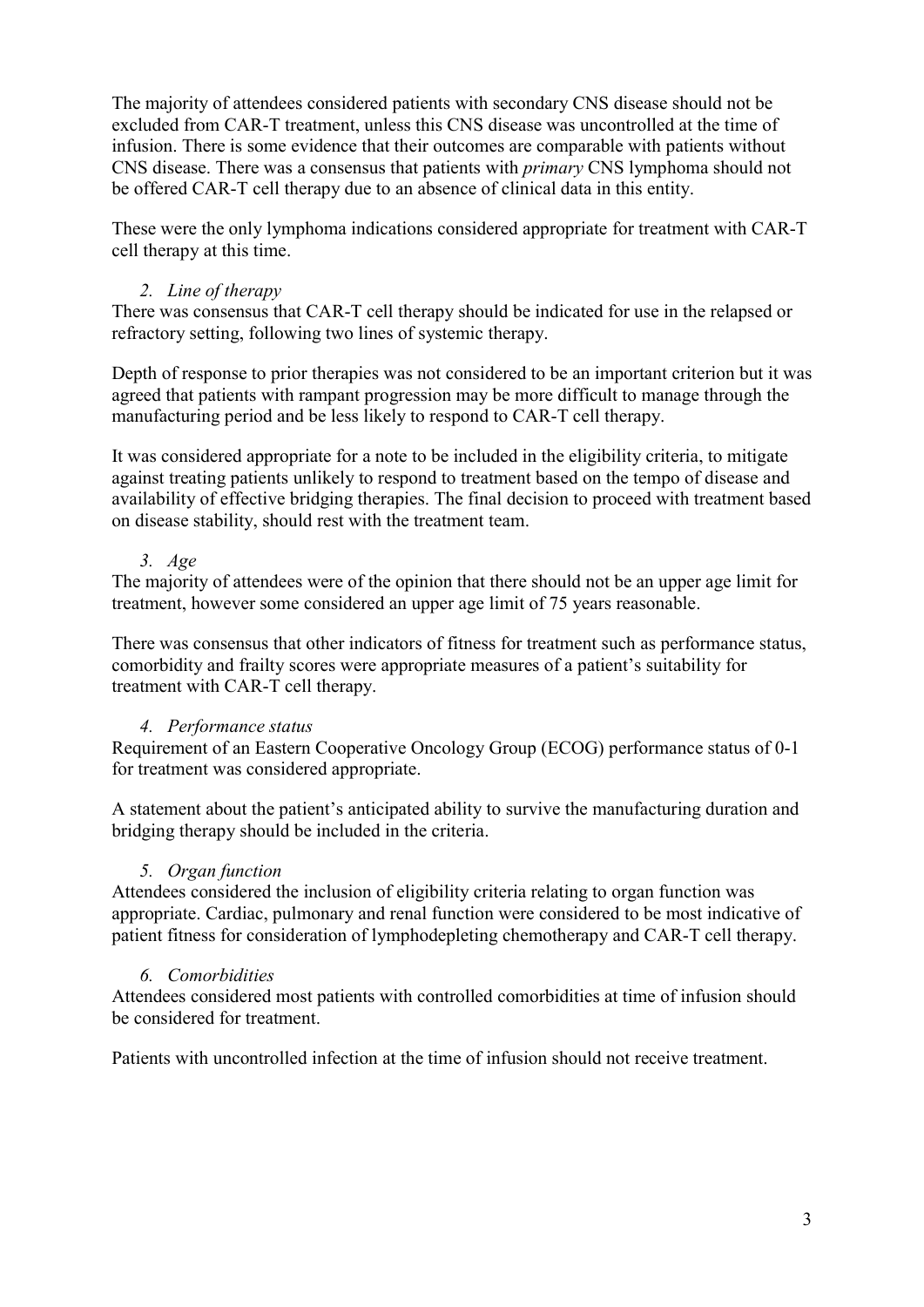The majority of attendees considered patients with secondary CNS disease should not be excluded from CAR-T treatment, unless this CNS disease was uncontrolled at the time of infusion. There is some evidence that their outcomes are comparable with patients without CNS disease. There was a consensus that patients with *primary* CNS lymphoma should not be offered CAR-T cell therapy due to an absence of clinical data in this entity.

These were the only lymphoma indications considered appropriate for treatment with CAR-T cell therapy at this time.

2. *Line of therapy*

There was consensus that CAR-T cell therapy should be indicated for use in the relapsed or refractory setting, following two lines of systemic therapy.

Depth of response to prior therapies was not considered to be an important criterion but it was agreed that patients with rampant progression may be more difficult to manage through the manufacturing period and be less likely to respond to CAR-T cell therapy.

It was considered appropriate for a note to be included in the eligibility criteria, to mitigate against treating patients unlikely to respond to treatment based on the tempo of disease and availability of effective bridging therapies. The final decision to proceed with treatment based on disease stability, should rest with the treatment team.

3. *Age*

The majority of attendees were of the opinion that there should not be an upper age limit for treatment, however some considered an upper age limit of 75 years reasonable.

There was consensus that other indicators of fitness for treatment such as performance status, comorbidity and frailty scores were appropriate measures of a patient's suitability for treatment with CAR-T cell therapy.

4. *Performance status*

Requirement of an Eastern Cooperative Oncology Group (ECOG) performance status of 0-1 for treatment was considered appropriate.

A statement about the patient's anticipated ability to survive the manufacturing duration and bridging therapy should be included in the criteria.

5. *Organ function*

Attendees considered the inclusion of eligibility criteria relating to organ function was appropriate. Cardiac, pulmonary and renal function were considered to be most indicative of patient fitness for consideration of lymphodepleting chemotherapy and CAR-T cell therapy.

6. *Comorbidities*

Attendees considered most patients with controlled comorbidities at time of infusion should be considered for treatment.

Patients with uncontrolled infection at the time of infusion should not receive treatment.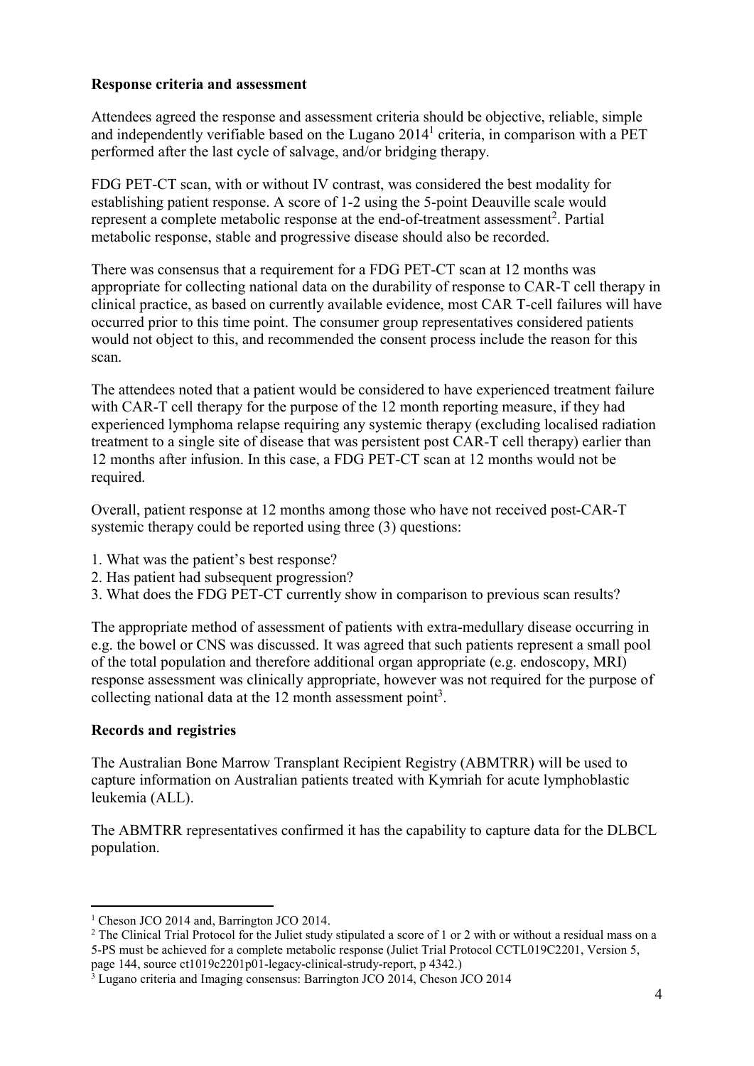**Response criteria and assessment**

Attendees agreed the response and assessment criteria should be objective, reliable, simple and independently verifiable based on the Lugano 2014[1] criteria, in comparison with a PET performed after the last cycle of salvage, and/or bridging therapy.

FDG PET-CT scan, with or without IV contrast, was considered the best modality for establishing patient response. A score of 1-2 using the 5-point Deauville scale would represent a complete metabolic response at the end-of-treatment assessment[2]. Partial metabolic response, stable and progressive disease should also be recorded.

There was consensus that a requirement for a FDG PET-CT scan at 12 months was appropriate for collecting national data on the durability of response to CAR-T cell therapy in clinical practice, as based on currently available evidence, most CAR T-cell failures will have occurred prior to this time point. The consumer group representatives considered patients would not object to this, and recommended the consent process include the reason for this scan.

The attendees noted that a patient would be considered to have experienced treatment failure with CAR-T cell therapy for the purpose of the 12 month reporting measure, if they had experienced lymphoma relapse requiring any systemic therapy (excluding localised radiation treatment to a single site of disease that was persistent post CAR-T cell therapy) earlier than 12 months after infusion. In this case, a FDG PET-CT scan at 12 months would not be required.

Overall, patient response at 12 months among those who have not received post-CAR-T systemic therapy could be reported using three (3) questions:

1. What was the patient's best response?
2. Has patient had subsequent progression?
3. What does the FDG PET-CT currently show in comparison to previous scan results?

The appropriate method of assessment of patients with extra-medullary disease occurring in e.g. the bowel or CNS was discussed. It was agreed that such patients represent a small pool of the total population and therefore additional organ appropriate (e.g. endoscopy, MRI) response assessment was clinically appropriate, however was not required for the purpose of collecting national data at the 12 month assessment point[3].

**Records and registries**

The Australian Bone Marrow Transplant Recipient Registry (ABMTRR) will be used to capture information on Australian patients treated with Kymriah for acute lymphoblastic leukemia (ALL).

The ABMTRR representatives confirmed it has the capability to capture data for the DLBCL population.

---

[1] Cheson JCO 2014 and, Barrington JCO 2014.

[2] The Clinical Trial Protocol for the Juliet study stipulated a score of 1 or 2 with or without a residual mass on a 5-PS must be achieved for a complete metabolic response (Juliet Trial Protocol CCTL019C2201, Version 5, page 144, source ct1019c2201p01-legacy-clinical-strudy-report, p 4342.)

[3] Lugano criteria and Imaging consensus: Barrington JCO 2014, Cheson JCO 2014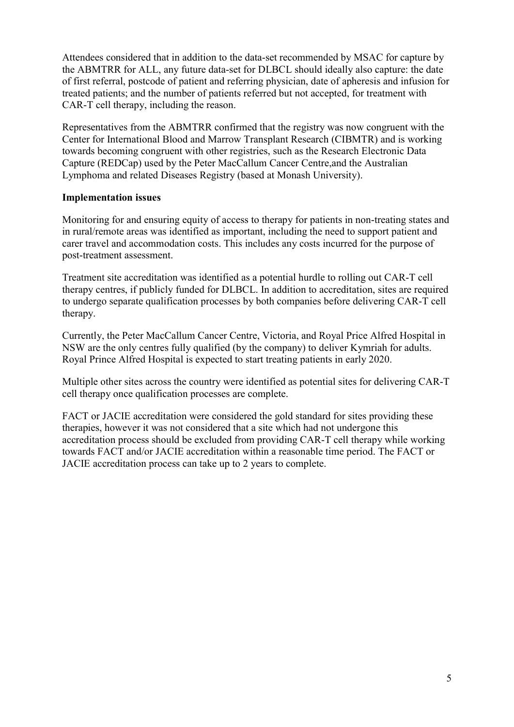Attendees considered that in addition to the data-set recommended by MSAC for capture by the ABMTRR for ALL, any future data-set for DLBCL should ideally also capture: the date of first referral, postcode of patient and referring physician, date of apheresis and infusion for treated patients; and the number of patients referred but not accepted, for treatment with CAR-T cell therapy, including the reason.

Representatives from the ABMTRR confirmed that the registry was now congruent with the Center for International Blood and Marrow Transplant Research (CIBMTR) and is working towards becoming congruent with other registries, such as the Research Electronic Data Capture (REDCap) used by the Peter MacCallum Cancer Centre,and the Australian Lymphoma and related Diseases Registry (based at Monash University).

**Implementation issues**

Monitoring for and ensuring equity of access to therapy for patients in non-treating states and in rural/remote areas was identified as important, including the need to support patient and carer travel and accommodation costs. This includes any costs incurred for the purpose of post-treatment assessment.

Treatment site accreditation was identified as a potential hurdle to rolling out CAR-T cell therapy centres, if publicly funded for DLBCL. In addition to accreditation, sites are required to undergo separate qualification processes by both companies before delivering CAR-T cell therapy.

Currently, the Peter MacCallum Cancer Centre, Victoria, and Royal Price Alfred Hospital in NSW are the only centres fully qualified (by the company) to deliver Kymriah for adults. Royal Prince Alfred Hospital is expected to start treating patients in early 2020.

Multiple other sites across the country were identified as potential sites for delivering CAR-T cell therapy once qualification processes are complete.

FACT or JACIE accreditation were considered the gold standard for sites providing these therapies, however it was not considered that a site which had not undergone this accreditation process should be excluded from providing CAR-T cell therapy while working towards FACT and/or JACIE accreditation within a reasonable time period. The FACT or JACIE accreditation process can take up to 2 years to complete.